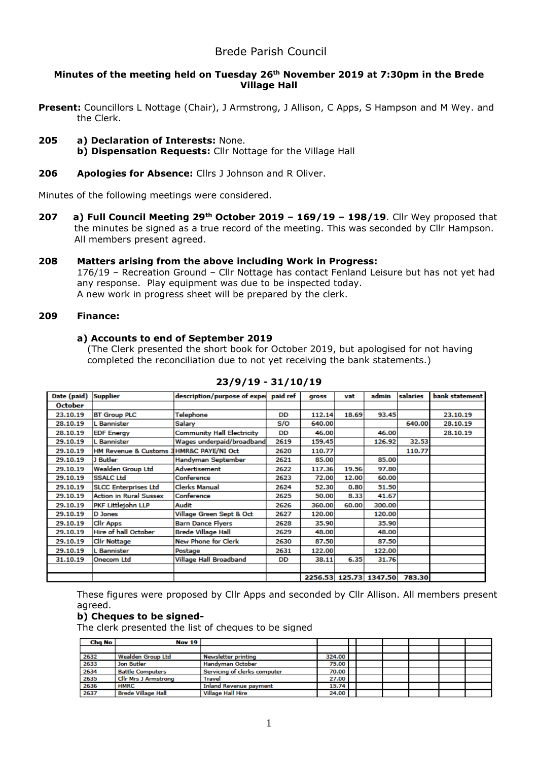# Brede Parish Council

**Minutes of the meeting held on Tuesday 26th November 2019 at 7:30pm in the Brede Village Hall**

**Present:** Councillors L Nottage (Chair), J Armstrong, J Allison, C Apps, S Hampson and M Wey. and the Clerk.

**205 a) Declaration of Interests:** None.
**b) Dispensation Requests:** Cllr Nottage for the Village Hall

**206 Apologies for Absence:** Cllrs J Johnson and R Oliver.

Minutes of the following meetings were considered.

**207 a) Full Council Meeting 29th October 2019 – 169/19 – 198/19**. Cllr Wey proposed that the minutes be signed as a true record of the meeting. This was seconded by Cllr Hampson. All members present agreed.

**208 Matters arising from the above including Work in Progress:**
176/19 – Recreation Ground – Cllr Nottage has contact Fenland Leisure but has not yet had any response. Play equipment was due to be inspected today.
A new work in progress sheet will be prepared by the clerk.

**209 Finance:**

**a) Accounts to end of September 2019**
(The Clerk presented the short book for October 2019, but apologised for not having completed the reconciliation due to not yet receiving the bank statements.)

**23/9/19 - 31/10/19**

| Date (paid) | Supplier | description/purpose of expe | paid ref | gross | vat | admin | salaries | bank statement |
|---|---|---|---|---|---|---|---|---|
| October | | | | | | | | |
| 23.10.19 | BT Group PLC | Telephone | DD | 112.14 | 18.69 | 93.45 | | 23.10.19 |
| 28.10.19 | L Bannister | Salary | S/O | 640.00 | | | 640.00 | 28.10.19 |
| 28.10.19 | EDF Energy | Community Hall Electricity | DD | 46.00 | | 46.00 | | 28.10.19 |
| 29.10.19 | L Bannister | Wages underpaid/broadband | 2619 | 159.45 | | 126.92 | 32.53 | |
| 29.10.19 | HM Revenue & Customs | HMR&C PAYE/NI Oct | 2620 | 110.77 | | | 110.77 | |
| 29.10.19 | J Butler | Handyman September | 2621 | 85.00 | | 85.00 | | |
| 29.10.19 | Wealden Group Ltd | Advertisement | 2622 | 117.36 | 19.56 | 97.80 | | |
| 29.10.19 | SSALC Ltd | Conference | 2623 | 72.00 | 12.00 | 60.00 | | |
| 29.10.19 | SLCC Enterprises Ltd | Clerks Manual | 2624 | 52.30 | 0.80 | 51.50 | | |
| 29.10.19 | Action in Rural Sussex | Conference | 2625 | 50.00 | 8.33 | 41.67 | | |
| 29.10.19 | PKF Littlejohn LLP | Audit | 2626 | 360.00 | 60.00 | 300.00 | | |
| 29.10.19 | D Jones | Village Green Sept & Oct | 2627 | 120.00 | | 120.00 | | |
| 29.10.19 | Cllr Apps | Barn Dance Flyers | 2628 | 35.90 | | 35.90 | | |
| 29.10.19 | Hire of hall October | Brede Village Hall | 2629 | 48.00 | | 48.00 | | |
| 29.10.19 | Cllr Nottage | New Phone for Clerk | 2630 | 87.50 | | 87.50 | | |
| 29.10.19 | L Bannister | Postage | 2631 | 122.00 | | 122.00 | | |
| 31.10.19 | Onecom Ltd | Village Hall Broadband | DD | 38.11 | 6.35 | 31.76 | | |
| | | | | | | | | |
| | | | | 2256.53 | 125.73 | 1347.50 | 783.30 | |

These figures were proposed by Cllr Apps and seconded by Cllr Allison. All members present agreed.

**b) Cheques to be signed-**
The clerk presented the list of cheques to be signed

| Chq No | Nov 19 | | |
|---|---|---|---|
| 2632 | Wealden Group Ltd | Newsletter printing | 324.00 |
| 2633 | Jon Butler | Handyman October | 75.00 |
| 2634 | Battle Computers | Servicing of clerks computer | 70.00 |
| 2635 | Cllr Mrs J Armstrong | Travel | 27.00 |
| 2636 | HMRC | Inland Revenue payment | 15.74 |
| 2637 | Brede Village Hall | Village Hall Hire | 24.00 |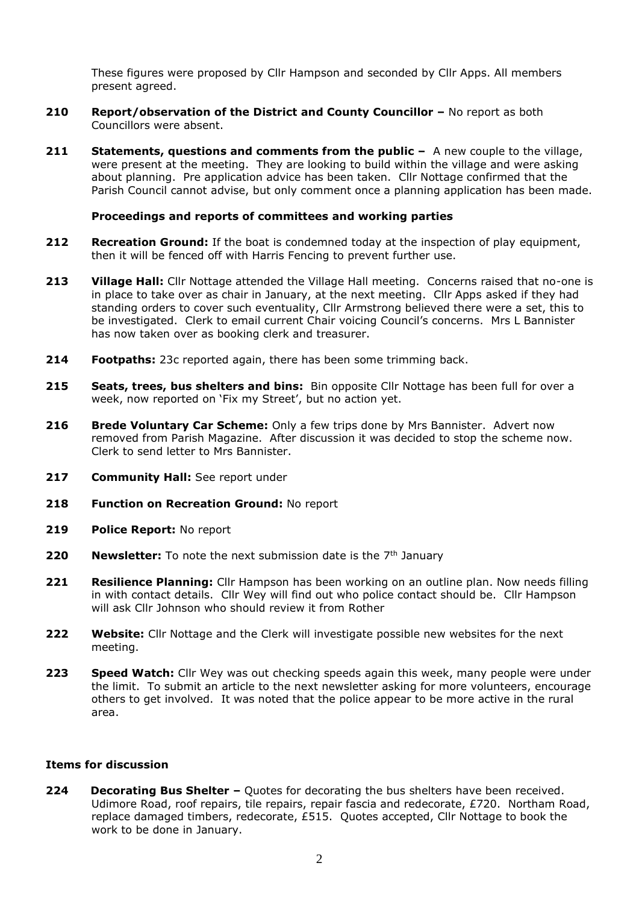These figures were proposed by Cllr Hampson and seconded by Cllr Apps. All members present agreed.

**210 Report/observation of the District and County Councillor –** No report as both Councillors were absent.

**211 Statements, questions and comments from the public –** A new couple to the village, were present at the meeting. They are looking to build within the village and were asking about planning. Pre application advice has been taken. Cllr Nottage confirmed that the Parish Council cannot advise, but only comment once a planning application has been made.

**Proceedings and reports of committees and working parties**

**212 Recreation Ground:** If the boat is condemned today at the inspection of play equipment, then it will be fenced off with Harris Fencing to prevent further use.

**213 Village Hall:** Cllr Nottage attended the Village Hall meeting. Concerns raised that no-one is in place to take over as chair in January, at the next meeting. Cllr Apps asked if they had standing orders to cover such eventuality, Cllr Armstrong believed there were a set, this to be investigated. Clerk to email current Chair voicing Council's concerns. Mrs L Bannister has now taken over as booking clerk and treasurer.

**214 Footpaths:** 23c reported again, there has been some trimming back.

**215 Seats, trees, bus shelters and bins:** Bin opposite Cllr Nottage has been full for over a week, now reported on 'Fix my Street', but no action yet.

**216 Brede Voluntary Car Scheme:** Only a few trips done by Mrs Bannister. Advert now removed from Parish Magazine. After discussion it was decided to stop the scheme now. Clerk to send letter to Mrs Bannister.

**217 Community Hall:** See report under

**218 Function on Recreation Ground:** No report

**219 Police Report:** No report

**220 Newsletter:** To note the next submission date is the 7th January

**221 Resilience Planning:** Cllr Hampson has been working on an outline plan. Now needs filling in with contact details. Cllr Wey will find out who police contact should be. Cllr Hampson will ask Cllr Johnson who should review it from Rother

**222 Website:** Cllr Nottage and the Clerk will investigate possible new websites for the next meeting.

**223 Speed Watch:** Cllr Wey was out checking speeds again this week, many people were under the limit. To submit an article to the next newsletter asking for more volunteers, encourage others to get involved. It was noted that the police appear to be more active in the rural area.

**Items for discussion**

**224 Decorating Bus Shelter –** Quotes for decorating the bus shelters have been received. Udimore Road, roof repairs, tile repairs, repair fascia and redecorate, £720. Northam Road, replace damaged timbers, redecorate, £515. Quotes accepted, Cllr Nottage to book the work to be done in January.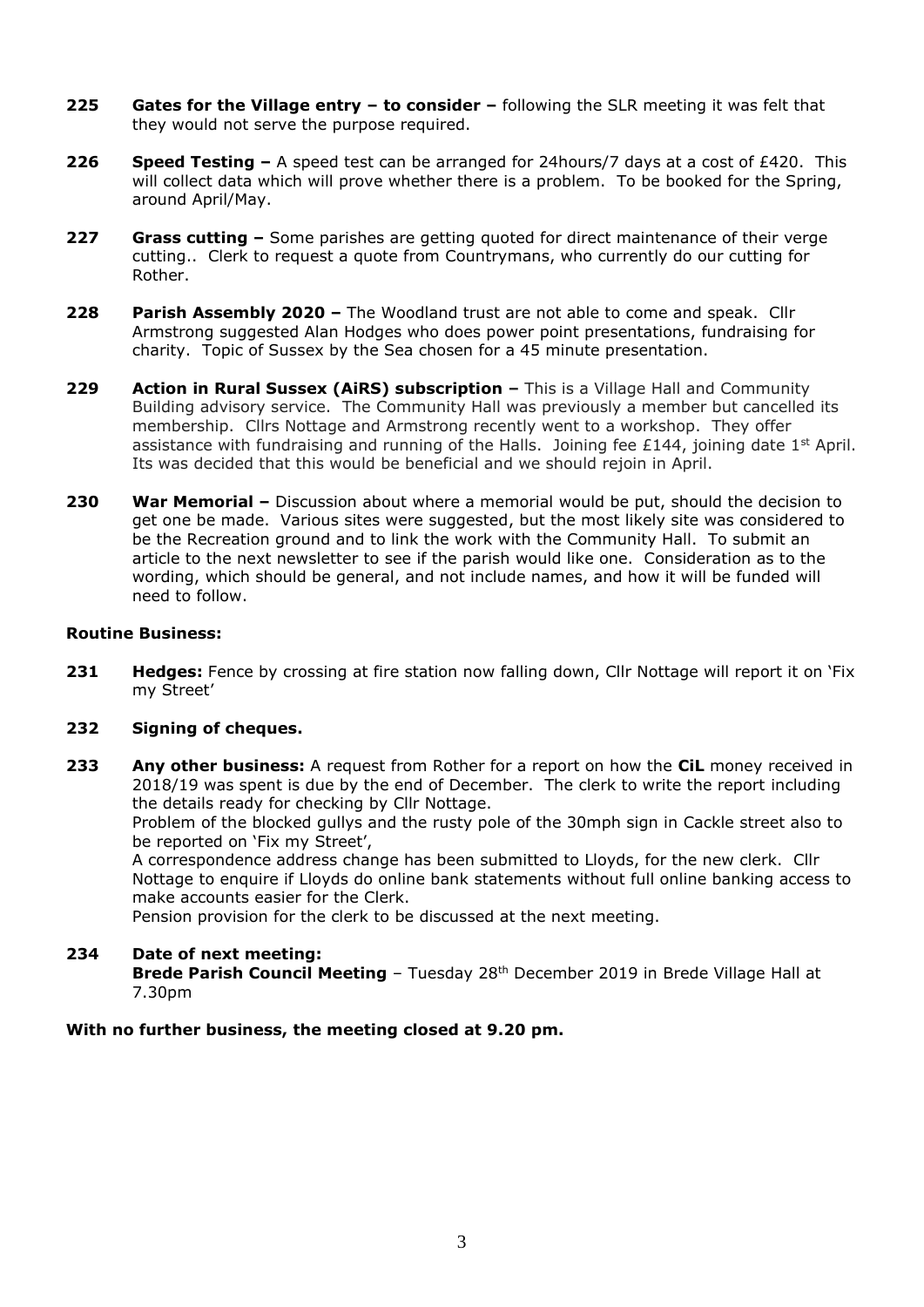**225 Gates for the Village entry – to consider –** following the SLR meeting it was felt that they would not serve the purpose required.

**226 Speed Testing –** A speed test can be arranged for 24hours/7 days at a cost of £420. This will collect data which will prove whether there is a problem. To be booked for the Spring, around April/May.

**227 Grass cutting –** Some parishes are getting quoted for direct maintenance of their verge cutting.. Clerk to request a quote from Countrymans, who currently do our cutting for Rother.

**228 Parish Assembly 2020 –** The Woodland trust are not able to come and speak. Cllr Armstrong suggested Alan Hodges who does power point presentations, fundraising for charity. Topic of Sussex by the Sea chosen for a 45 minute presentation.

**229 Action in Rural Sussex (AiRS) subscription –** This is a Village Hall and Community Building advisory service. The Community Hall was previously a member but cancelled its membership. Cllrs Nottage and Armstrong recently went to a workshop. They offer assistance with fundraising and running of the Halls. Joining fee £144, joining date 1st April. Its was decided that this would be beneficial and we should rejoin in April.

**230 War Memorial –** Discussion about where a memorial would be put, should the decision to get one be made. Various sites were suggested, but the most likely site was considered to be the Recreation ground and to link the work with the Community Hall. To submit an article to the next newsletter to see if the parish would like one. Consideration as to the wording, which should be general, and not include names, and how it will be funded will need to follow.

**Routine Business:**

**231 Hedges:** Fence by crossing at fire station now falling down, Cllr Nottage will report it on 'Fix my Street'

**232 Signing of cheques.**

**233 Any other business:** A request from Rother for a report on how the **CiL** money received in 2018/19 was spent is due by the end of December. The clerk to write the report including the details ready for checking by Cllr Nottage.
Problem of the blocked gullys and the rusty pole of the 30mph sign in Cackle street also to be reported on 'Fix my Street',
A correspondence address change has been submitted to Lloyds, for the new clerk. Cllr Nottage to enquire if Lloyds do online bank statements without full online banking access to make accounts easier for the Clerk.
Pension provision for the clerk to be discussed at the next meeting.

**234 Date of next meeting:**
**Brede Parish Council Meeting** – Tuesday 28th December 2019 in Brede Village Hall at 7.30pm

**With no further business, the meeting closed at 9.20 pm.**